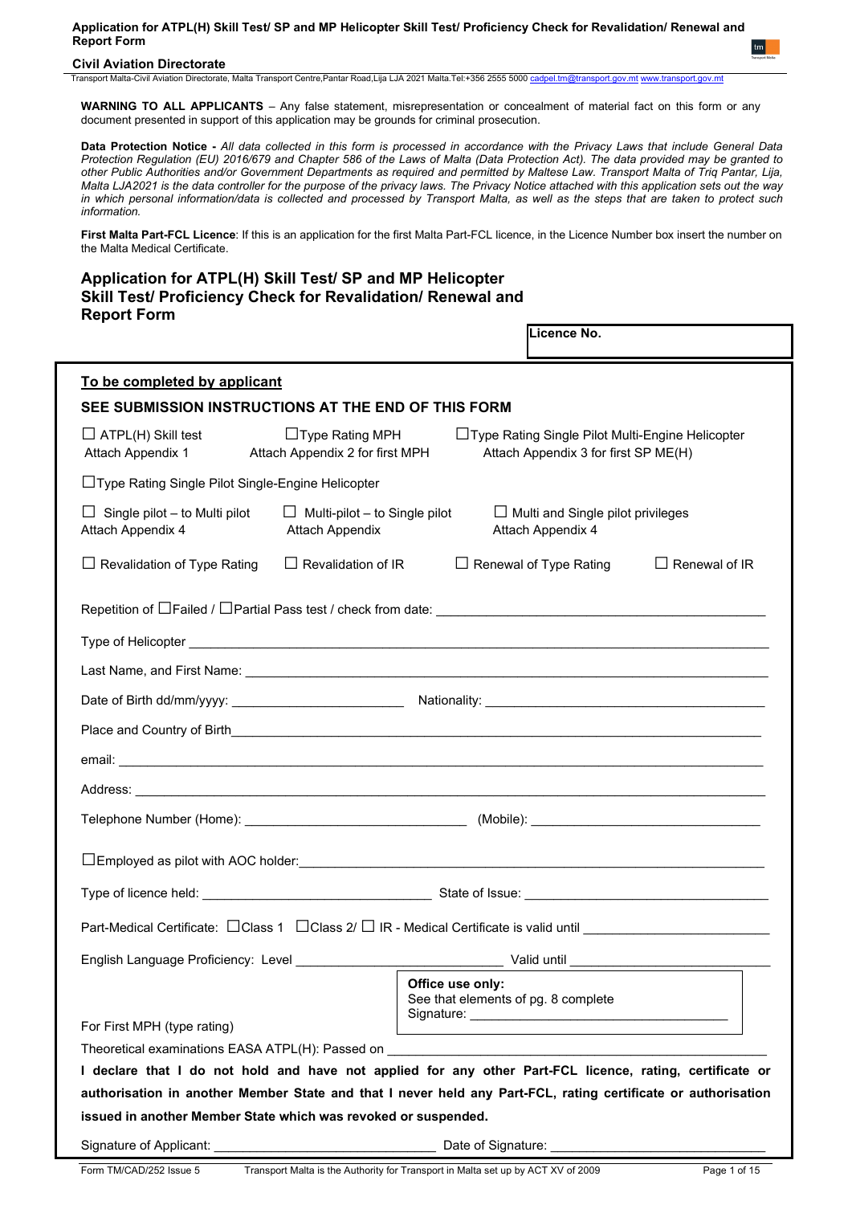**Application for ATPL(H) Skill Test/ SP and MP Helicopter Skill Test/ Proficiency Check for Revalidation/ Renewal and Report Form**

**Civil Aviation Directorate**

Transport Malta-Civil Aviation Directorate, Malta Transport Centre,Pantar Road,Lija LJA 2021 Malta.Tel:+356 2555 5000 cadpel.tm@transport.gov.mt www.transport.gov.mt

**WARNING TO ALL APPLICANTS** – Any false statement, misrepresentation or concealment of material fact on this form or any document presented in support of this application may be grounds for criminal prosecution.

**Data Protection Notice -** *All data collected in this form is processed in accordance with the Privacy Laws that include General Data Protection Regulation (EU) 2016/679 and Chapter 586 of the Laws of Malta (Data Protection Act). The data provided may be granted to other Public Authorities and/or Government Departments as required and permitted by Maltese Law. Transport Malta of Triq Pantar, Lija, Malta LJA2021 is the data controller for the purpose of the privacy laws. The Privacy Notice attached with this application sets out the way in which personal information/data is collected and processed by Transport Malta, as well as the steps that are taken to protect such information.*

**First Malta Part-FCL Licence**: If this is an application for the first Malta Part-FCL licence, in the Licence Number box insert the number on the Malta Medical Certificate.

# Application for ATPL(H) Skill Test/ SP and MP Helicopter Skill Test/ Proficiency Check for Revalidation/ Renewal and Report Form

**Licence No.**

## To be completed by applicant

### SEE SUBMISSION INSTRUCTIONS AT THE END OF THIS FORM

☐ ATPL(H) Skill test
Attach Appendix 1

☐Type Rating MPH
Attach Appendix 2 for first MPH

☐Type Rating Single Pilot Multi-Engine Helicopter
Attach Appendix 3 for first SP ME(H)

☐Type Rating Single Pilot Single-Engine Helicopter

☐ Single pilot – to Multi pilot
Attach Appendix 4

☐ Multi-pilot – to Single pilot
Attach Appendix

☐ Multi and Single pilot privileges
Attach Appendix 4

☐ Revalidation of Type Rating ☐ Revalidation of IR ☐ Renewal of Type Rating ☐ Renewal of IR

Repetition of ☐Failed / ☐Partial Pass test / check from date: ______________________

Type of Helicopter ______________________

Last Name, and First Name: ______________________

Date of Birth dd/mm/yyyy: ______________ Nationality: ______________

Place and Country of Birth______________________

email: ______________________

Address: ______________________

Telephone Number (Home): ______________ (Mobile): ______________

☐Employed as pilot with AOC holder:______________________

Type of licence held: ______________ State of Issue: ______________

Part-Medical Certificate: ☐Class 1 ☐Class 2/ ☐ IR - Medical Certificate is valid until ______________

English Language Proficiency: Level ______________ Valid until ______________

**Office use only:**
See that elements of pg. 8 complete
Signature: ______________

For First MPH (type rating)

Theoretical examinations EASA ATPL(H): Passed on ______________________

**I declare that I do not hold and have not applied for any other Part-FCL licence, rating, certificate or authorisation in another Member State and that I never held any Part-FCL, rating certificate or authorisation issued in another Member State which was revoked or suspended.**

Signature of Applicant: ______________ Date of Signature: ______________

Form TM/CAD/252 Issue 5 Transport Malta is the Authority for Transport in Malta set up by ACT XV of 2009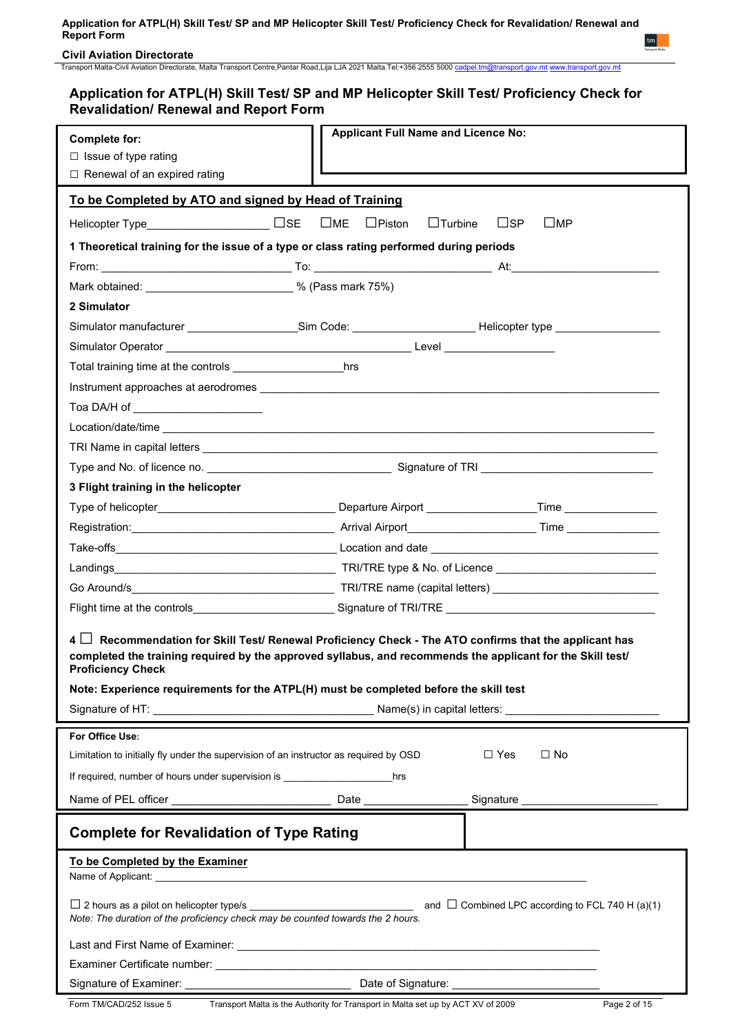# Application for ATPL(H) Skill Test/ SP and MP Helicopter Skill Test/ Proficiency Check for Revalidation/ Renewal and Report Form

| **Complete for:** ☐ Issue of type rating ☐ Renewal of an expired rating | **Applicant Full Name and Licence No:** |
|---|---|

**To be Completed by ATO and signed by Head of Training**

Helicopter Type____________________ ☐SE ☐ME ☐Piston ☐Turbine ☐SP ☐MP

**1 Theoretical training for the issue of a type or class rating performed during periods**

From: ____________________ To: ____________________ At: ____________________

Mark obtained: ____________________ % (Pass mark 75%)

**2 Simulator**

Simulator manufacturer ________________ Sim Code: ________________ Helicopter type ________________

Simulator Operator ________________________________ Level ________________

Total training time at the controls ________________ hrs

Instrument approaches at aerodromes ________________________________

Toa DA/H of ____________________

Location/date/time ________________________________

TRI Name in capital letters ________________________________

Type and No. of licence no. ________________________ Signature of TRI ________________________

**3 Flight training in the helicopter**

Type of helicopter________________________ Departure Airport ________________ Time ____________

Registration:________________________ Arrival Airport________________ Time ____________

Take-offs________________________ Location and date ________________________

Landings________________________ TRI/TRE type & No. of Licence ________________________

Go Around/s________________________ TRI/TRE name (capital letters) ________________________

Flight time at the controls________________________ Signature of TRI/TRE ________________________

**4 ☐ Recommendation for Skill Test/ Renewal Proficiency Check - The ATO confirms that the applicant has completed the training required by the approved syllabus, and recommends the applicant for the Skill test/ Proficiency Check**

**Note: Experience requirements for the ATPL(H) must be completed before the skill test**

Signature of HT: ________________________ Name(s) in capital letters: ________________________

**For Office Use:**

Limitation to initially fly under the supervision of an instructor as required by OSD ☐ Yes ☐ No

If required, number of hours under supervision is ________________ hrs

Name of PEL officer ________________ Date ________________ Signature ________________

## Complete for Revalidation of Type Rating

**To be Completed by the Examiner**

Name of Applicant: ________________________________

☐ 2 hours as a pilot on helicopter type/s ________________________ and ☐ Combined LPC according to FCL 740 H (a)(1)

*Note: The duration of the proficiency check may be counted towards the 2 hours.*

Last and First Name of Examiner: ________________________________

Examiner Certificate number: ________________________________

Signature of Examiner: ________________________ Date of Signature: ________________________

Form TM/CAD/252 Issue 5 Transport Malta is the Authority for Transport in Malta set up by ACT XV of 2009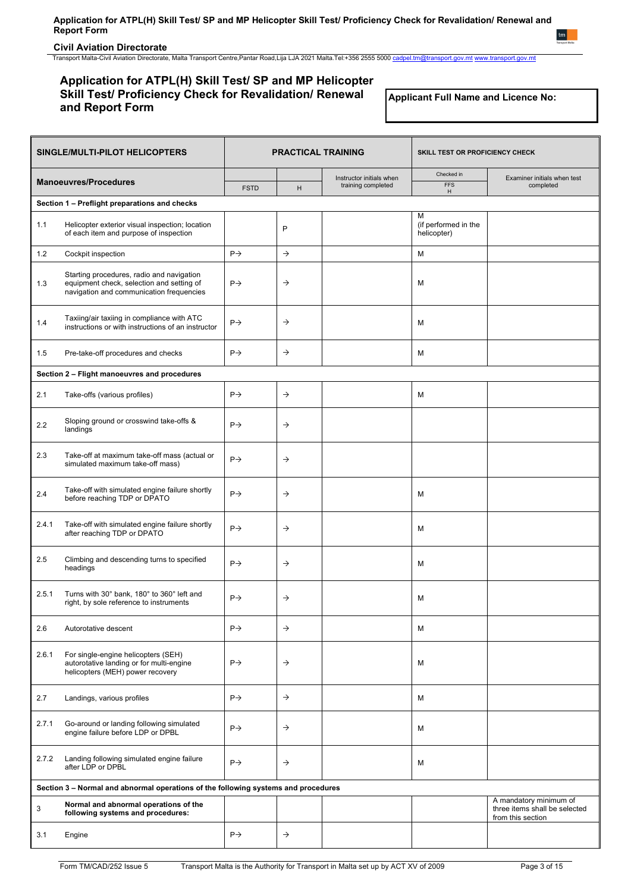# Application for ATPL(H) Skill Test/ SP and MP Helicopter Skill Test/ Proficiency Check for Revalidation/ Renewal and Report Form

**Applicant Full Name and Licence No:**

| SINGLE/MULTI-PILOT HELICOPTERS | | PRACTICAL TRAINING | | | SKILL TEST OR PROFICIENCY CHECK | |
|---|---|---|---|---|---|---|
| **Manoeuvres/Procedures** | | FSTD | H | Instructor initials when training completed | Checked in FFS H | Examiner initials when test completed |
| **Section 1 – Preflight preparations and checks** | | | | | | |
| 1.1 | Helicopter exterior visual inspection; location of each item and purpose of inspection | | P | | M (if performed in the helicopter) | |
| 1.2 | Cockpit inspection | P→ | → | | M | |
| 1.3 | Starting procedures, radio and navigation equipment check, selection and setting of navigation and communication frequencies | P→ | → | | M | |
| 1.4 | Taxiing/air taxiing in compliance with ATC instructions or with instructions of an instructor | P→ | → | | M | |
| 1.5 | Pre-take-off procedures and checks | P→ | → | | M | |
| **Section 2 – Flight manoeuvres and procedures** | | | | | | |
| 2.1 | Take-offs (various profiles) | P→ | → | | M | |
| 2.2 | Sloping ground or crosswind take-offs & landings | P→ | → | | | |
| 2.3 | Take-off at maximum take-off mass (actual or simulated maximum take-off mass) | P→ | → | | | |
| 2.4 | Take-off with simulated engine failure shortly before reaching TDP or DPATO | P→ | → | | M | |
| 2.4.1 | Take-off with simulated engine failure shortly after reaching TDP or DPATO | P→ | → | | M | |
| 2.5 | Climbing and descending turns to specified headings | P→ | → | | M | |
| 2.5.1 | Turns with 30° bank, 180° to 360° left and right, by sole reference to instruments | P→ | → | | M | |
| 2.6 | Autorotative descent | P→ | → | | M | |
| 2.6.1 | For single-engine helicopters (SEH) autorotative landing or for multi-engine helicopters (MEH) power recovery | P→ | → | | M | |
| 2.7 | Landings, various profiles | P→ | → | | M | |
| 2.7.1 | Go-around or landing following simulated engine failure before LDP or DPBL | P→ | → | | M | |
| 2.7.2 | Landing following simulated engine failure after LDP or DPBL | P→ | → | | M | |
| **Section 3 – Normal and abnormal operations of the following systems and procedures** | | | | | | |
| 3 | **Normal and abnormal operations of the following systems and procedures:** | | | | | A mandatory minimum of three items shall be selected from this section |
| 3.1 | Engine | P→ | → | | | |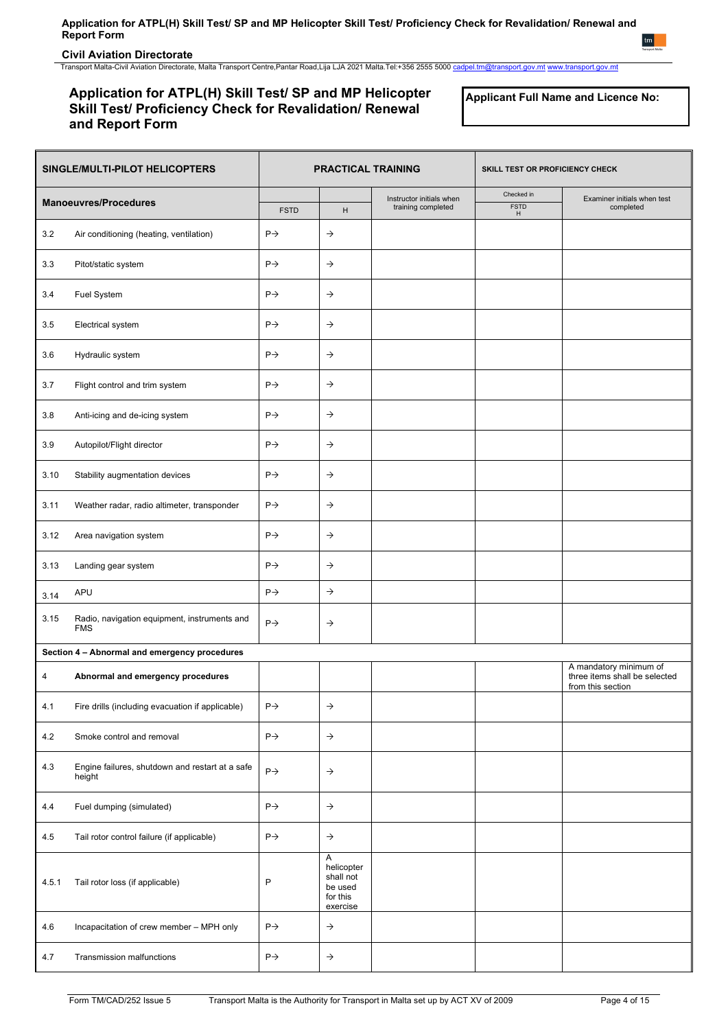## Application for ATPL(H) Skill Test/ SP and MP Helicopter Skill Test/ Proficiency Check for Revalidation/ Renewal and Report Form

**Applicant Full Name and Licence No:**

| SINGLE/MULTI-PILOT HELICOPTERS | | PRACTICAL TRAINING | | | SKILL TEST OR PROFICIENCY CHECK | |
|---|---|---|---|---|---|---|
| Manoeuvres/Procedures | | FSTD | H | Instructor initials when training completed | Checked in FSTD H | Examiner initials when test completed |
| 3.2 | Air conditioning (heating, ventilation) | P→ | → | | | |
| 3.3 | Pitot/static system | P→ | → | | | |
| 3.4 | Fuel System | P→ | → | | | |
| 3.5 | Electrical system | P→ | → | | | |
| 3.6 | Hydraulic system | P→ | → | | | |
| 3.7 | Flight control and trim system | P→ | → | | | |
| 3.8 | Anti-icing and de-icing system | P→ | → | | | |
| 3.9 | Autopilot/Flight director | P→ | → | | | |
| 3.10 | Stability augmentation devices | P→ | → | | | |
| 3.11 | Weather radar, radio altimeter, transponder | P→ | → | | | |
| 3.12 | Area navigation system | P→ | → | | | |
| 3.13 | Landing gear system | P→ | → | | | |
| 3.14 | APU | P→ | → | | | |
| 3.15 | Radio, navigation equipment, instruments and FMS | P→ | → | | | |
| **Section 4 – Abnormal and emergency procedures** | | | | | | |
| 4 | **Abnormal and emergency procedures** | | | | | A mandatory minimum of three items shall be selected from this section |
| 4.1 | Fire drills (including evacuation if applicable) | P→ | → | | | |
| 4.2 | Smoke control and removal | P→ | → | | | |
| 4.3 | Engine failures, shutdown and restart at a safe height | P→ | → | | | |
| 4.4 | Fuel dumping (simulated) | P→ | → | | | |
| 4.5 | Tail rotor control failure (if applicable) | P→ | → | | | |
| 4.5.1 | Tail rotor loss (if applicable) | P | A helicopter shall not be used for this exercise | | | |
| 4.6 | Incapacitation of crew member – MPH only | P→ | → | | | |
| 4.7 | Transmission malfunctions | P→ | → | | | |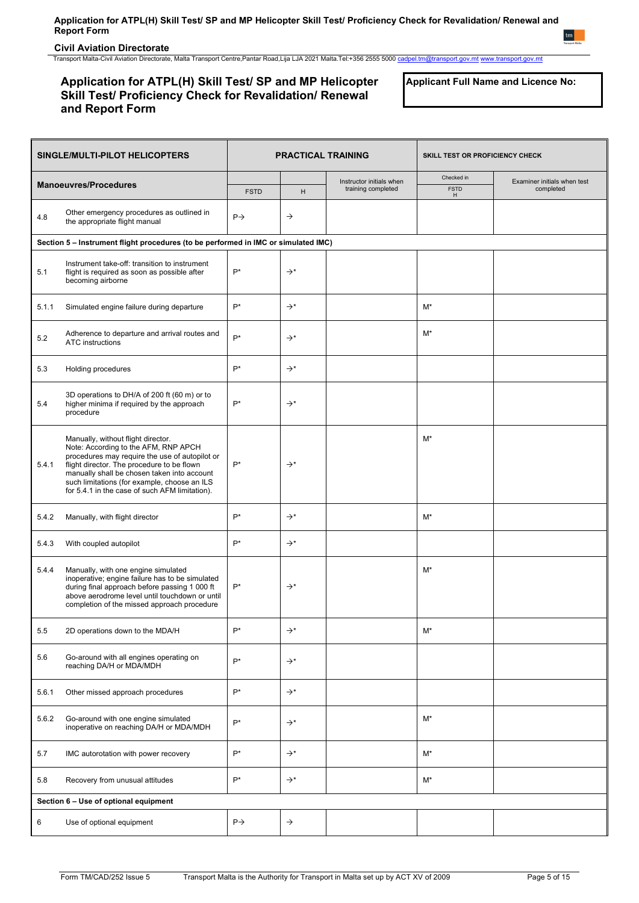# Application for ATPL(H) Skill Test/ SP and MP Helicopter Skill Test/ Proficiency Check for Revalidation/ Renewal and Report Form

**Applicant Full Name and Licence No:**

| SINGLE/MULTI-PILOT HELICOPTERS | | PRACTICAL TRAINING | | | SKILL TEST OR PROFICIENCY CHECK | |
|---|---|---|---|---|---|---|
| **Manoeuvres/Procedures** | | FSTD | H | Instructor initials when training completed | Checked in FSTD H | Examiner initials when test completed |
| 4.8 | Other emergency procedures as outlined in the appropriate flight manual | P→ | → | | | |
| **Section 5 – Instrument flight procedures (to be performed in IMC or simulated IMC)** | | | | | | |
| 5.1 | Instrument take-off: transition to instrument flight is required as soon as possible after becoming airborne | P* | →* | | | |
| 5.1.1 | Simulated engine failure during departure | P* | →* | | M* | |
| 5.2 | Adherence to departure and arrival routes and ATC instructions | P* | →* | | M* | |
| 5.3 | Holding procedures | P* | →* | | | |
| 5.4 | 3D operations to DH/A of 200 ft (60 m) or to higher minima if required by the approach procedure | P* | →* | | | |
| 5.4.1 | Manually, without flight director. Note: According to the AFM, RNP APCH procedures may require the use of autopilot or flight director. The procedure to be flown manually shall be chosen taken into account such limitations (for example, choose an ILS for 5.4.1 in the case of such AFM limitation). | P* | →* | | M* | |
| 5.4.2 | Manually, with flight director | P* | →* | | M* | |
| 5.4.3 | With coupled autopilot | P* | →* | | | |
| 5.4.4 | Manually, with one engine simulated inoperative; engine failure has to be simulated during final approach before passing 1 000 ft above aerodrome level until touchdown or until completion of the missed approach procedure | P* | →* | | M* | |
| 5.5 | 2D operations down to the MDA/H | P* | →* | | M* | |
| 5.6 | Go-around with all engines operating on reaching DA/H or MDA/MDH | P* | →* | | | |
| 5.6.1 | Other missed approach procedures | P* | →* | | | |
| 5.6.2 | Go-around with one engine simulated inoperative on reaching DA/H or MDA/MDH | P* | →* | | M* | |
| 5.7 | IMC autorotation with power recovery | P* | →* | | M* | |
| 5.8 | Recovery from unusual attitudes | P* | →* | | M* | |
| **Section 6 – Use of optional equipment** | | | | | | |
| 6 | Use of optional equipment | P→ | → | | | |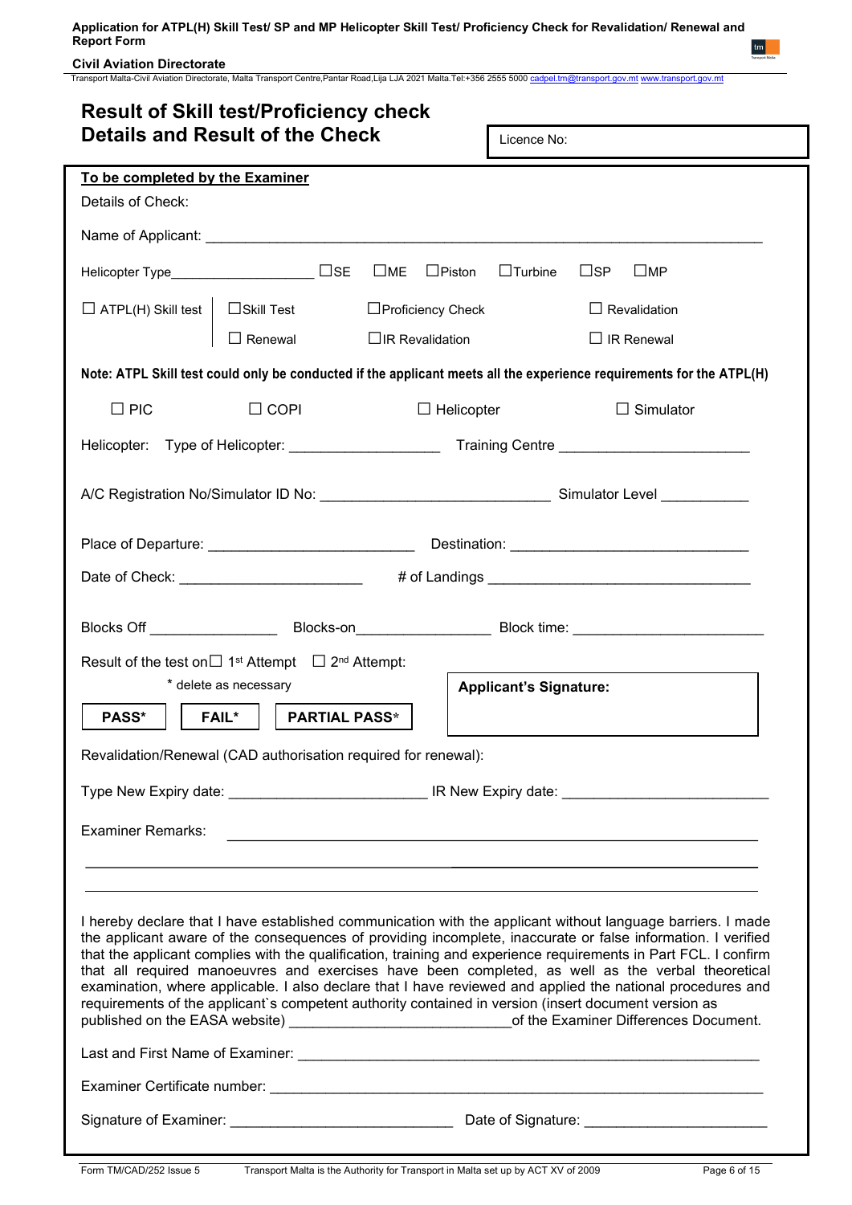# Result of Skill test/Proficiency check
# Details and Result of the Check

Licence No:

**To be completed by the Examiner**

Details of Check:

Name of Applicant: ___________________________________________________________________

Helicopter Type___________________ ☐SE ☐ME ☐Piston ☐Turbine ☐SP ☐MP

☐ ATPL(H) Skill test | ☐Skill Test ☐Proficiency Check ☐ Revalidation

☐ Renewal ☐IR Revalidation ☐ IR Renewal

**Note: ATPL Skill test could only be conducted if the applicant meets all the experience requirements for the ATPL(H)**

☐ PIC ☐ COPI ☐ Helicopter ☐ Simulator

Helicopter: Type of Helicopter: ___________________ Training Centre ________________________

A/C Registration No/Simulator ID No: _____________________________ Simulator Level ___________

Place of Departure: __________________________ Destination: ______________________________

Date of Check: _______________________ # of Landings __________________________________

Blocks Off ________________ Blocks-on_________________ Block time: ________________________

Result of the test on☐ 1st Attempt ☐ 2nd Attempt:

\* delete as necessary

**PASS\*** **FAIL\*** **PARTIAL PASS\***

**Applicant's Signature:**

Revalidation/Renewal (CAD authorisation required for renewal):

Type New Expiry date: ________________________ IR New Expiry date: _________________________

Examiner Remarks: ______________________________________________________________

___________________________________________________________________________

___________________________________________________________________________

I hereby declare that I have established communication with the applicant without language barriers. I made the applicant aware of the consequences of providing incomplete, inaccurate or false information. I verified that the applicant complies with the qualification, training and experience requirements in Part FCL. I confirm that all required manoeuvres and exercises have been completed, as well as the verbal theoretical examination, where applicable. I also declare that I have reviewed and applied the national procedures and requirements of the applicant`s competent authority contained in version (insert document version as published on the EASA website) ____________________________of the Examiner Differences Document.

Last and First Name of Examiner: _________________________________________________________

Examiner Certificate number: ____________________________________________________________

Signature of Examiner: ____________________________ Date of Signature: _______________________

Form TM/CAD/252 Issue 5 Transport Malta is the Authority for Transport in Malta set up by ACT XV of 2009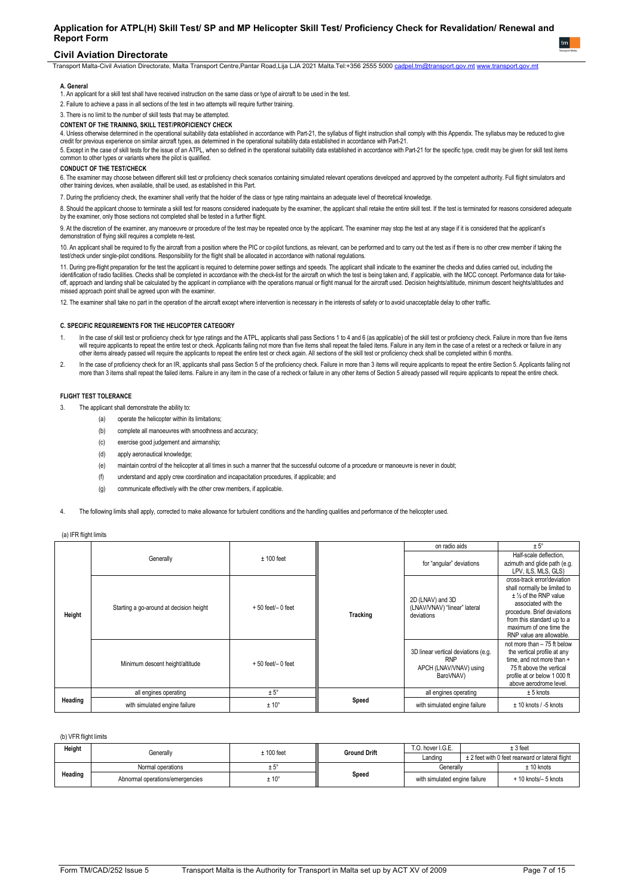## A. General

1. An applicant for a skill test shall have received instruction on the same class or type of aircraft to be used in the test.

2. Failure to achieve a pass in all sections of the test in two attempts will require further training.

3. There is no limit to the number of skill tests that may be attempted.

### CONTENT OF THE TRAINING, SKILL TEST/PROFICIENCY CHECK

4. Unless otherwise determined in the operational suitability data established in accordance with Part-21, the syllabus of flight instruction shall comply with this Appendix. The syllabus may be reduced to give credit for previous experience on similar aircraft types, as determined in the operational suitability data established in accordance with Part-21.

5. Except in the case of skill tests for the issue of an ATPL, when so defined in the operational suitability data established in accordance with Part-21 for the specific type, credit may be given for skill test items common to other types or variants where the pilot is qualified.

### CONDUCT OF THE TEST/CHECK

6. The examiner may choose between different skill test or proficiency check scenarios containing simulated relevant operations developed and approved by the competent authority. Full flight simulators and other training devices, when available, shall be used, as established in this Part.

7. During the proficiency check, the examiner shall verify that the holder of the class or type rating maintains an adequate level of theoretical knowledge.

8. Should the applicant choose to terminate a skill test for reasons considered inadequate by the examiner, the applicant shall retake the entire skill test. If the test is terminated for reasons considered adequate by the examiner, only those sections not completed shall be tested in a further flight.

9. At the discretion of the examiner, any manoeuvre or procedure of the test may be repeated once by the applicant. The examiner may stop the test at any stage if it is considered that the applicant's demonstration of flying skill requires a complete re-test.

10. An applicant shall be required to fly the aircraft from a position where the PIC or co-pilot functions, as relevant, can be performed and to carry out the test as if there is no other crew member if taking the test/check under single-pilot conditions. Responsibility for the flight shall be allocated in accordance with national regulations.

11. During pre-flight preparation for the test the applicant is required to determine power settings and speeds. The applicant shall indicate to the examiner the checks and duties carried out, including the identification of radio facilities. Checks shall be completed in accordance with the check-list for the aircraft on which the test is being taken and, if applicable, with the MCC concept. Performance data for take-off, approach and landing shall be calculated by the applicant in compliance with the operations manual or flight manual for the aircraft used. Decision heights/altitude, minimum descent heights/altitudes and missed approach point shall be agreed upon with the examiner.

12. The examiner shall take no part in the operation of the aircraft except where intervention is necessary in the interests of safety or to avoid unacceptable delay to other traffic.

## C. SPECIFIC REQUIREMENTS FOR THE HELICOPTER CATEGORY

1. In the case of skill test or proficiency check for type ratings and the ATPL, applicants shall pass Sections 1 to 4 and 6 (as applicable) of the skill test or proficiency check. Failure in more than five items will require applicants to repeat the entire test or check. Applicants failing not more than five items shall repeat the failed items. Failure in any item in the case of a retest or a recheck or failure in any other items already passed will require the applicants to repeat the entire test or check again. All sections of the skill test or proficiency check shall be completed within 6 months.

2. In the case of proficiency check for an IR, applicants shall pass Section 5 of the proficiency check. Failure in more than 3 items will require applicants to repeat the entire Section 5. Applicants failing not more than 3 items shall repeat the failed items. Failure in any item in the case of a recheck or failure in any other items of Section 5 already passed will require applicants to repeat the entire check.

### FLIGHT TEST TOLERANCE

3. The applicant shall demonstrate the ability to:
   - (a) operate the helicopter within its limitations;
   - (b) complete all manoeuvres with smoothness and accuracy;
   - (c) exercise good judgement and airmanship;
   - (d) apply aeronautical knowledge;
   - (e) maintain control of the helicopter at all times in such a manner that the successful outcome of a procedure or manoeuvre is never in doubt;
   - (f) understand and apply crew coordination and incapacitation procedures, if applicable; and
   - (g) communicate effectively with the other crew members, if applicable.

4. The following limits shall apply, corrected to make allowance for turbulent conditions and the handling qualities and performance of the helicopter used.

(a) IFR flight limits

| | | | | | |
|---|---|---|---|---|---|
| Height | Generally | ± 100 feet | Tracking | on radio aids | ± 5° |
| | | | | for "angular" deviations | Half-scale deflection, azimuth and glide path (e.g. LPV, ILS, MLS, GLS) |
| | Starting a go-around at decision height | + 50 feet/– 0 feet | | 2D (LNAV) and 3D (LNAV/VNAV) "linear" lateral deviations | cross-track error/deviation shall normally be limited to ± ½ of the RNP value associated with the procedure. Brief deviations from this standard up to a maximum of one time the RNP value are allowable. |
| | Minimum descent height/altitude | + 50 feet/– 0 feet | | 3D linear vertical deviations (e.g. RNP APCH (LNAV/VNAV) using BaroVNAV) | not more than – 75 ft below the vertical profile at any time, and not more than + 75 ft above the vertical profile at or below 1 000 ft above aerodrome level. |
| Heading | all engines operating | ± 5° | Speed | all engines operating | ± 5 knots |
| | with simulated engine failure | ± 10° | | with simulated engine failure | ± 10 knots / -5 knots |

(b) VFR flight limits

| | | | | | |
|---|---|---|---|---|---|
| Height | Generally | ± 100 feet | Ground Drift | T.O. hover I.G.E. | ± 3 feet |
| | | | | Landing | ± 2 feet with 0 feet rearward or lateral flight |
| Heading | Normal operations | ± 5° | Speed | Generally | ± 10 knots |
| | Abnormal operations/emergencies | ± 10° | | with simulated engine failure | + 10 knots/– 5 knots |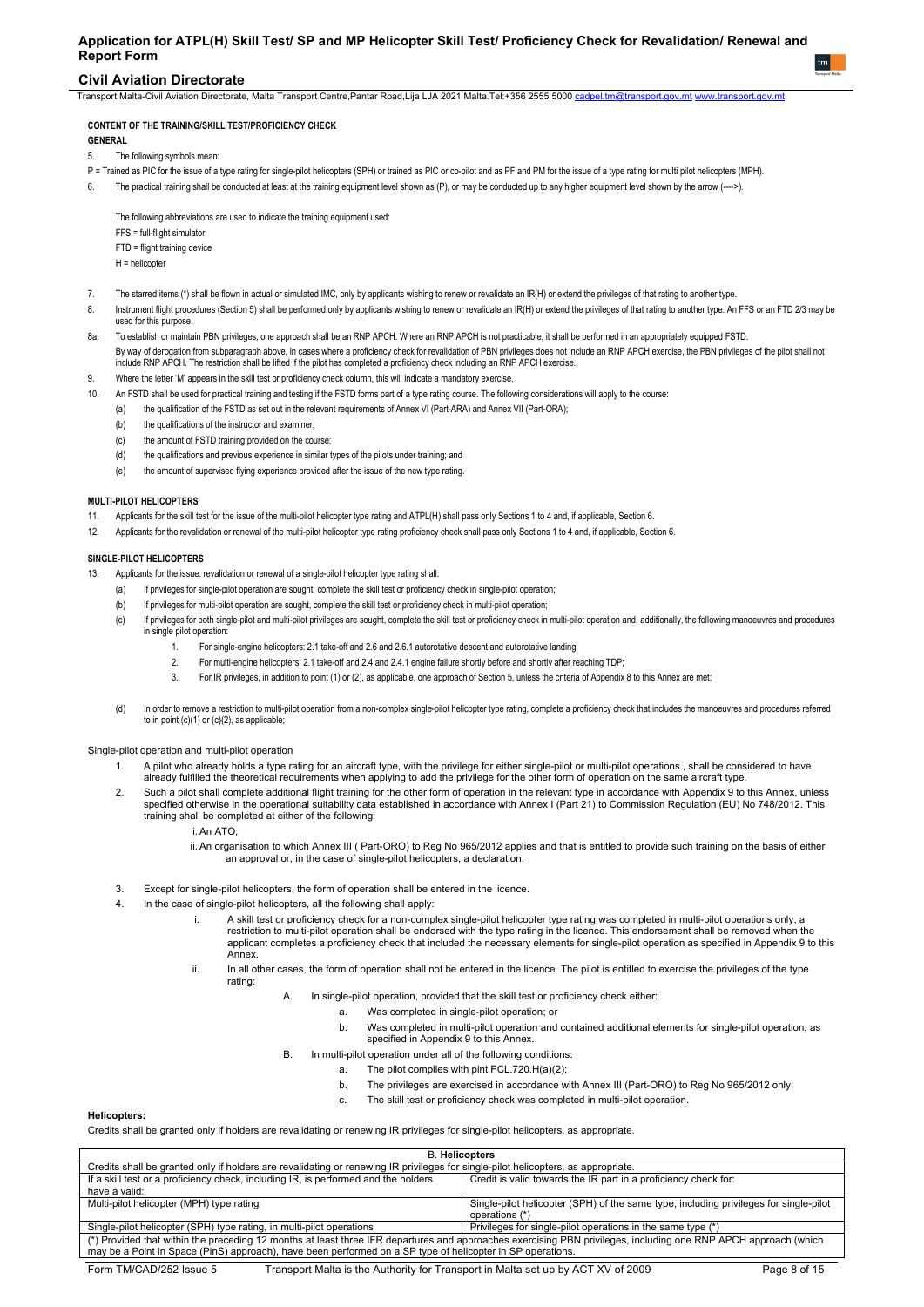**CONTENT OF THE TRAINING/SKILL TEST/PROFICIENCY CHECK**

**GENERAL**

5. The following symbols mean:

P = Trained as PIC for the issue of a type rating for single-pilot helicopters (SPH) or trained as PIC or co-pilot and as PF and PM for the issue of a type rating for multi pilot helicopters (MPH).

6. The practical training shall be conducted at least at the training equipment level shown as (P), or may be conducted up to any higher equipment level shown by the arrow (---->).

   The following abbreviations are used to indicate the training equipment used:

   FFS = full-flight simulator

   FTD = flight training device

   H = helicopter

7. The starred items (*) shall be flown in actual or simulated IMC, only by applicants wishing to renew or revalidate an IR(H) or extend the privileges of that rating to another type.
8. Instrument flight procedures (Section 5) shall be performed only by applicants wishing to renew or revalidate an IR(H) or extend the privileges of that rating to another type. An FFS or an FTD 2/3 may be used for this purpose.

8a. To establish or maintain PBN privileges, one approach shall be an RNP APCH. Where an RNP APCH is not practicable, it shall be performed in an appropriately equipped FSTD.

By way of derogation from subparagraph above, in cases where a proficiency check for revalidation of PBN privileges does not include an RNP APCH exercise, the PBN privileges of the pilot shall not include RNP APCH. The restriction shall be lifted if the pilot has completed a proficiency check including an RNP APCH exercise.

9. Where the letter 'M' appears in the skill test or proficiency check column, this will indicate a mandatory exercise.
10. An FSTD shall be used for practical training and testing if the FSTD forms part of a type rating course. The following considerations will apply to the course:
    - (a) the qualification of the FSTD as set out in the relevant requirements of Annex VI (Part-ARA) and Annex VII (Part-ORA);
    - (b) the qualifications of the instructor and examiner;
    - (c) the amount of FSTD training provided on the course;
    - (d) the qualifications and previous experience in similar types of the pilots under training; and
    - (e) the amount of supervised flying experience provided after the issue of the new type rating.

**MULTI-PILOT HELICOPTERS**

11. Applicants for the skill test for the issue of the multi-pilot helicopter type rating and ATPL(H) shall pass only Sections 1 to 4 and, if applicable, Section 6.
12. Applicants for the revalidation or renewal of the multi-pilot helicopter type rating proficiency check shall pass only Sections 1 to 4 and, if applicable, Section 6.

**SINGLE-PILOT HELICOPTERS**

13. Applicants for the issue. revalidation or renewal of a single-pilot helicopter type rating shall:
    - (a) If privileges for single-pilot operation are sought, complete the skill test or proficiency check in single-pilot operation;
    - (b) If privileges for multi-pilot operation are sought, complete the skill test or proficiency check in multi-pilot operation;
    - (c) If privileges for both single-pilot and multi-pilot privileges are sought, complete the skill test or proficiency check in multi-pilot operation and, additionally, the following manoeuvres and procedures in single pilot operation:
        1. For single-engine helicopters: 2.1 take-off and 2.6 and 2.6.1 autorotative descent and autorotative landing;
        2. For multi-engine helicopters: 2.1 take-off and 2.4 and 2.4.1 engine failure shortly before and shortly after reaching TDP;
        3. For IR privileges, in addition to point (1) or (2), as applicable, one approach of Section 5, unless the criteria of Appendix 8 to this Annex are met;
    - (d) In order to remove a restriction to multi-pilot operation from a non-complex single-pilot helicopter type rating, complete a proficiency check that includes the manoeuvres and procedures referred to in point (c)(1) or (c)(2), as applicable;

Single-pilot operation and multi-pilot operation

1. A pilot who already holds a type rating for an aircraft type, with the privilege for either single-pilot or multi-pilot operations , shall be considered to have already fulfilled the theoretical requirements when applying to add the privilege for the other form of operation on the same aircraft type.
2. Such a pilot shall complete additional flight training for the other form of operation in the relevant type in accordance with Appendix 9 to this Annex, unless specified otherwise in the operational suitability data established in accordance with Annex I (Part 21) to Commission Regulation (EU) No 748/2012. This training shall be completed at either of the following:
    - i. An ATO;
    - ii. An organisation to which Annex III ( Part-ORO) to Reg No 965/2012 applies and that is entitled to provide such training on the basis of either an approval or, in the case of single-pilot helicopters, a declaration.
3. Except for single-pilot helicopters, the form of operation shall be entered in the licence.
4. In the case of single-pilot helicopters, all the following shall apply:
    - i. A skill test or proficiency check for a non-complex single-pilot helicopter type rating was completed in multi-pilot operations only, a restriction to multi-pilot operation shall be endorsed with the type rating in the licence. This endorsement shall be removed when the applicant completes a proficiency check that included the necessary elements for single-pilot operation as specified in Appendix 9 to this Annex.
    - ii. In all other cases, the form of operation shall not be entered in the licence. The pilot is entitled to exercise the privileges of the type rating:
        - A. In single-pilot operation, provided that the skill test or proficiency check either:
            - a. Was completed in single-pilot operation; or
            - b. Was completed in multi-pilot operation and contained additional elements for single-pilot operation, as specified in Appendix 9 to this Annex.
        - B. In multi-pilot operation under all of the following conditions:
            - a. The pilot complies with pint FCL.720.H(a)(2);
            - b. The privileges are exercised in accordance with Annex III (Part-ORO) to Reg No 965/2012 only;
            - c. The skill test or proficiency check was completed in multi-pilot operation.

**Helicopters:**

Credits shall be granted only if holders are revalidating or renewing IR privileges for single-pilot helicopters, as appropriate.

| **B. Helicopters** | |
|---|---|
| Credits shall be granted only if holders are revalidating or renewing IR privileges for single-pilot helicopters, as appropriate. | |
| If a skill test or a proficiency check, including IR, is performed and the holders have a valid: | Credit is valid towards the IR part in a proficiency check for: |
| Multi-pilot helicopter (MPH) type rating | Single-pilot helicopter (SPH) of the same type, including privileges for single-pilot operations (*) |
| Single-pilot helicopter (SPH) type rating, in multi-pilot operations | Privileges for single-pilot operations in the same type (*) |
| (*) Provided that within the preceding 12 months at least three IFR departures and approaches exercising PBN privileges, including one RNP APCH approach (which may be a Point in Space (PinS) approach), have been performed on a SP type of helicopter in SP operations. | |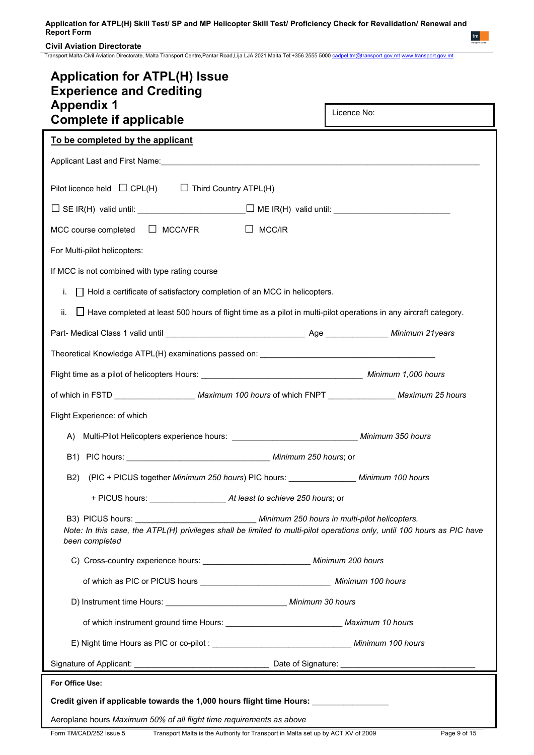# Application for ATPL(H) Issue Experience and Crediting Appendix 1 Complete if applicable

Licence No:

**To be completed by the applicant**

Applicant Last and First Name:\_\_\_\_\_\_\_\_\_\_\_\_\_\_\_\_\_\_\_\_\_\_\_\_\_\_\_\_\_\_\_\_\_\_\_\_\_\_\_\_

Pilot licence held ☐ CPL(H) ☐ Third Country ATPL(H)

☐ SE IR(H) valid until: \_\_\_\_\_\_\_\_\_\_\_\_\_\_\_\_\_\_\_\_ ☐ ME IR(H) valid until: \_\_\_\_\_\_\_\_\_\_\_\_\_\_\_\_\_\_\_\_

MCC course completed ☐ MCC/VFR ☐ MCC/IR

For Multi-pilot helicopters:

If MCC is not combined with type rating course

i. ☐ Hold a certificate of satisfactory completion of an MCC in helicopters.

ii. ☐ Have completed at least 500 hours of flight time as a pilot in multi-pilot operations in any aircraft category.

Part- Medical Class 1 valid until \_\_\_\_\_\_\_\_\_\_\_\_\_\_\_\_\_\_\_\_ Age \_\_\_\_\_\_\_\_\_\_ *Minimum 21years*

Theoretical Knowledge ATPL(H) examinations passed on: \_\_\_\_\_\_\_\_\_\_\_\_\_\_\_\_\_\_\_\_\_\_\_\_

Flight time as a pilot of helicopters Hours: \_\_\_\_\_\_\_\_\_\_\_\_\_\_\_\_\_\_\_\_ *Minimum 1,000 hours*

of which in FSTD \_\_\_\_\_\_\_\_\_\_\_\_ *Maximum 100 hours* of which FNPT \_\_\_\_\_\_\_\_\_\_ *Maximum 25 hours*

Flight Experience: of which

A) Multi-Pilot Helicopters experience hours: \_\_\_\_\_\_\_\_\_\_\_\_\_\_\_\_\_\_\_\_ *Minimum 350 hours*

B1) PIC hours: \_\_\_\_\_\_\_\_\_\_\_\_\_\_\_\_\_\_\_\_ *Minimum 250 hours*; or

B2) (PIC + PICUS together *Minimum 250 hours*) PIC hours: \_\_\_\_\_\_\_\_\_\_ *Minimum 100 hours*

+ PICUS hours: \_\_\_\_\_\_\_\_\_\_\_\_ *At least to achieve 250 hours*; or

B3) PICUS hours: \_\_\_\_\_\_\_\_\_\_\_\_\_\_\_\_\_\_\_\_ *Minimum 250 hours in multi-pilot helicopters.*

*Note: In this case, the ATPL(H) privileges shall be limited to multi-pilot operations only, until 100 hours as PIC have been completed*

C) Cross-country experience hours: \_\_\_\_\_\_\_\_\_\_\_\_\_\_\_\_\_\_\_\_ *Minimum 200 hours*

of which as PIC or PICUS hours \_\_\_\_\_\_\_\_\_\_\_\_\_\_\_\_\_\_\_\_ *Minimum 100 hours*

D) Instrument time Hours: \_\_\_\_\_\_\_\_\_\_\_\_\_\_\_\_\_\_\_\_ *Minimum 30 hours*

of which instrument ground time Hours: \_\_\_\_\_\_\_\_\_\_\_\_\_\_\_\_\_\_\_\_ *Maximum 10 hours*

E) Night time Hours as PIC or co-pilot : \_\_\_\_\_\_\_\_\_\_\_\_\_\_\_\_\_\_\_\_ *Minimum 100 hours*

Signature of Applicant: \_\_\_\_\_\_\_\_\_\_\_\_\_\_\_\_\_\_\_\_ Date of Signature: \_\_\_\_\_\_\_\_\_\_\_\_\_\_\_\_\_\_\_\_

**For Office Use:**

**Credit given if applicable towards the 1,000 hours flight time Hours:** \_\_\_\_\_\_\_\_\_\_\_\_

Aeroplane hours *Maximum 50% of all flight time requirements as above*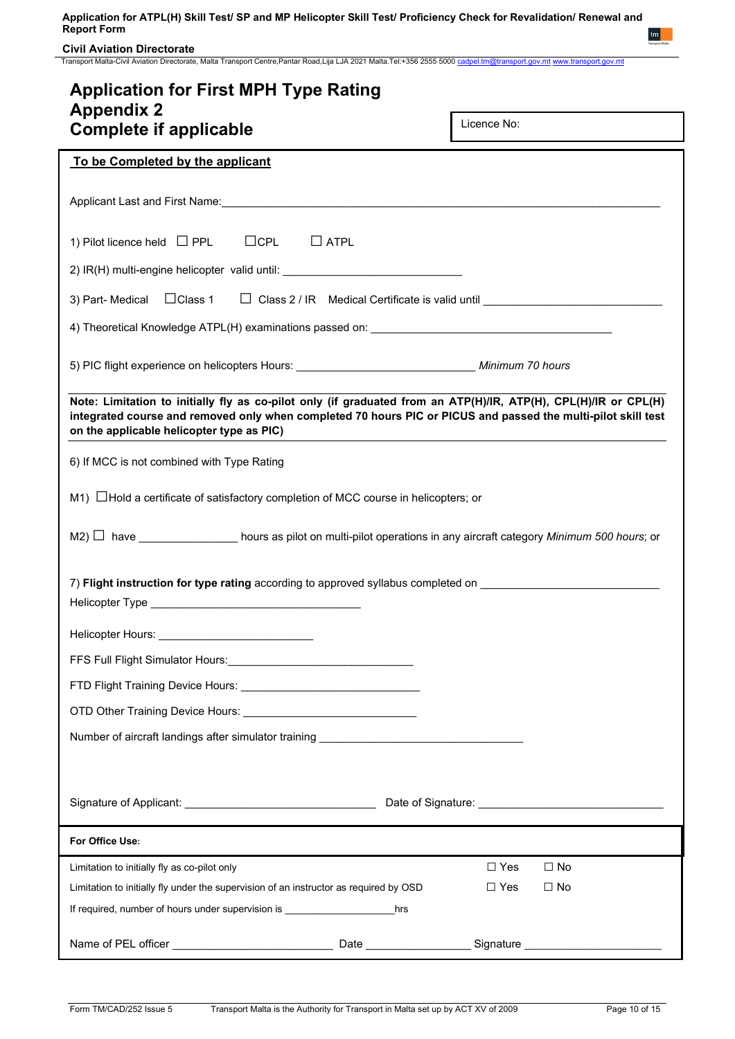# Application for First MPH Type Rating
## Appendix 2
## Complete if applicable

Licence No:

**To be Completed by the applicant**

Applicant Last and First Name:\_\_\_\_\_\_\_\_\_\_\_\_\_\_\_\_\_\_\_\_\_\_\_\_\_\_\_\_\_\_\_\_\_\_\_\_\_\_\_\_\_\_\_\_

1) Pilot licence held ☐ PPL ☐CPL ☐ ATPL

2) IR(H) multi-engine helicopter valid until: \_\_\_\_\_\_\_\_\_\_\_\_\_\_\_\_\_\_\_\_\_\_\_\_\_\_\_\_

3) Part- Medical ☐Class 1 ☐ Class 2 / IR Medical Certificate is valid until \_\_\_\_\_\_\_\_\_\_\_\_\_\_\_\_\_\_\_\_\_\_\_\_\_\_\_\_

4) Theoretical Knowledge ATPL(H) examinations passed on: \_\_\_\_\_\_\_\_\_\_\_\_\_\_\_\_\_\_\_\_\_\_\_\_\_\_\_\_\_\_\_\_\_\_\_\_\_\_\_\_

5) PIC flight experience on helicopters Hours: \_\_\_\_\_\_\_\_\_\_\_\_\_\_\_\_\_\_\_\_\_\_\_\_\_\_\_\_ *Minimum 70 hours*

**Note: Limitation to initially fly as co-pilot only (if graduated from an ATP(H)/IR, ATP(H), CPL(H)/IR or CPL(H) integrated course and removed only when completed 70 hours PIC or PICUS and passed the multi-pilot skill test on the applicable helicopter type as PIC)**

6) If MCC is not combined with Type Rating

M1) ☐Hold a certificate of satisfactory completion of MCC course in helicopters; or

M2) ☐ have \_\_\_\_\_\_\_\_\_\_\_\_\_\_\_\_ hours as pilot on multi-pilot operations in any aircraft category *Minimum 500 hours*; or

7) **Flight instruction for type rating** according to approved syllabus completed on \_\_\_\_\_\_\_\_\_\_\_\_\_\_\_\_\_\_\_\_\_\_\_\_\_\_\_\_

Helicopter Type \_\_\_\_\_\_\_\_\_\_\_\_\_\_\_\_\_\_\_\_\_\_\_\_\_\_\_\_\_\_\_\_\_\_

Helicopter Hours: \_\_\_\_\_\_\_\_\_\_\_\_\_\_\_\_\_\_\_\_\_\_\_\_\_

FFS Full Flight Simulator Hours:\_\_\_\_\_\_\_\_\_\_\_\_\_\_\_\_\_\_\_\_\_\_\_\_\_\_\_\_\_

FTD Flight Training Device Hours: \_\_\_\_\_\_\_\_\_\_\_\_\_\_\_\_\_\_\_\_\_\_\_\_\_\_\_\_\_

OTD Other Training Device Hours: \_\_\_\_\_\_\_\_\_\_\_\_\_\_\_\_\_\_\_\_\_\_\_\_\_\_\_\_

Number of aircraft landings after simulator training \_\_\_\_\_\_\_\_\_\_\_\_\_\_\_\_\_\_\_\_\_\_\_\_\_\_\_\_\_\_\_\_\_

Signature of Applicant: \_\_\_\_\_\_\_\_\_\_\_\_\_\_\_\_\_\_\_\_\_\_\_\_\_\_\_\_\_\_ Date of Signature: \_\_\_\_\_\_\_\_\_\_\_\_\_\_\_\_\_\_\_\_\_\_\_\_\_\_\_\_\_\_

**For Office Use:**

| | | |
|---|---|---|
| Limitation to initially fly as co-pilot only | ☐ Yes | ☐ No |
| Limitation to initially fly under the supervision of an instructor as required by OSD | ☐ Yes | ☐ No |

If required, number of hours under supervision is \_\_\_\_\_\_\_\_\_\_\_\_\_\_\_\_\_\_\_hrs

Name of PEL officer \_\_\_\_\_\_\_\_\_\_\_\_\_\_\_\_\_\_\_\_\_\_\_\_\_\_ Date \_\_\_\_\_\_\_\_\_\_\_\_\_\_\_\_\_ Signature \_\_\_\_\_\_\_\_\_\_\_\_\_\_\_\_\_\_\_\_\_\_\_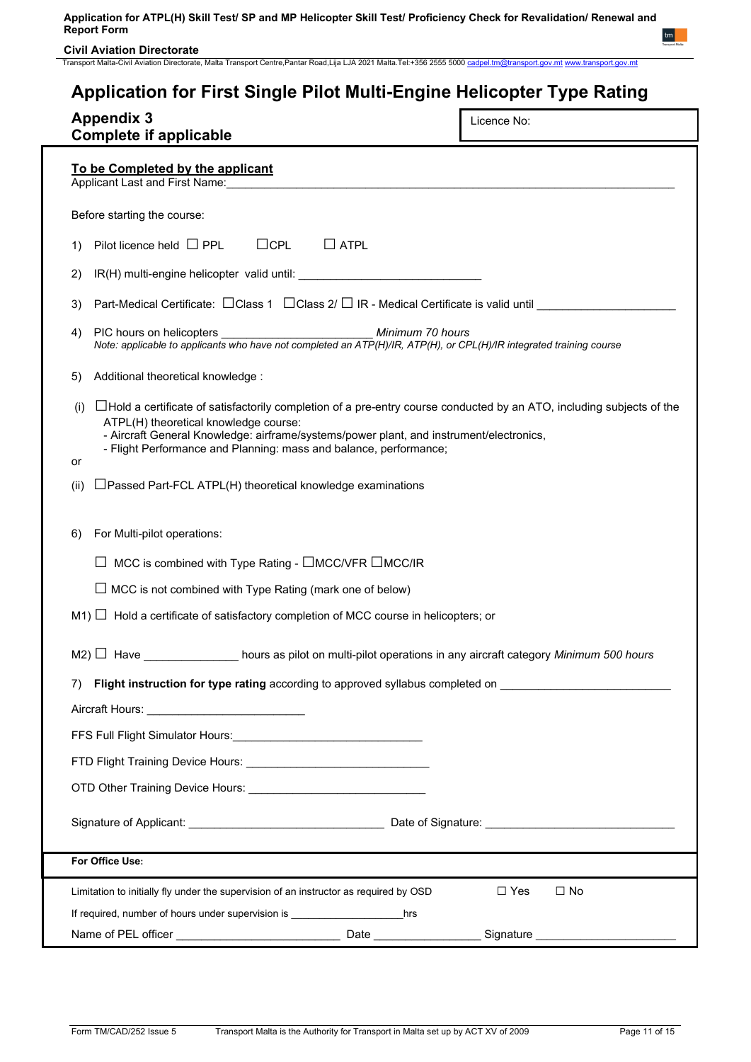# Application for First Single Pilot Multi-Engine Helicopter Type Rating

## Appendix 3
## Complete if applicable

Licence No:

**To be Completed by the applicant**

Applicant Last and First Name:_______________________________________________

Before starting the course:

1) Pilot licence held ☐ PPL ☐CPL ☐ ATPL

2) IR(H) multi-engine helicopter valid until: ____________________________

3) Part-Medical Certificate: ☐Class 1 ☐Class 2/ ☐ IR - Medical Certificate is valid until ______________________

4) PIC hours on helicopters ________________________ *Minimum 70 hours*
*Note: applicable to applicants who have not completed an ATP(H)/IR, ATP(H), or CPL(H)/IR integrated training course*

5) Additional theoretical knowledge :

(i) ☐Hold a certificate of satisfactorily completion of a pre-entry course conducted by an ATO, including subjects of the ATPL(H) theoretical knowledge course:
- Aircraft General Knowledge: airframe/systems/power plant, and instrument/electronics,
- Flight Performance and Planning: mass and balance, performance;

or

(ii) ☐Passed Part-FCL ATPL(H) theoretical knowledge examinations

6) For Multi-pilot operations:

☐ MCC is combined with Type Rating - ☐MCC/VFR ☐MCC/IR

☐ MCC is not combined with Type Rating (mark one of below)

M1) ☐ Hold a certificate of satisfactory completion of MCC course in helicopters; or

M2) ☐ Have _______________ hours as pilot on multi-pilot operations in any aircraft category *Minimum 500 hours*

7) **Flight instruction for type rating** according to approved syllabus completed on ___________________________

Aircraft Hours: _________________________

FFS Full Flight Simulator Hours:______________________________

FTD Flight Training Device Hours: _____________________________

OTD Other Training Device Hours: _____________________________

Signature of Applicant: _______________________________ Date of Signature: ______________________________

**For Office Use:**

Limitation to initially fly under the supervision of an instructor as required by OSD ☐ Yes ☐ No

If required, number of hours under supervision is ____________________hrs

Name of PEL officer __________________________ Date _________________ Signature ______________________

Form TM/CAD/252 Issue 5 Transport Malta is the Authority for Transport in Malta set up by ACT XV of 2009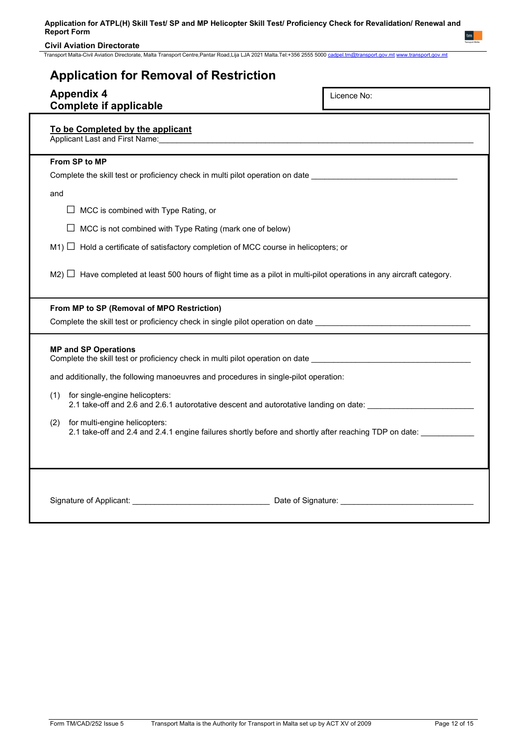# Application for Removal of Restriction

## Appendix 4
## Complete if applicable

Licence No:

**To be Completed by the applicant**

Applicant Last and First Name:\_\_\_\_\_\_\_\_\_\_\_\_\_\_\_\_\_\_\_\_\_\_\_\_\_\_\_\_\_\_\_\_\_\_\_\_\_\_\_\_

**From SP to MP**

Complete the skill test or proficiency check in multi pilot operation on date \_\_\_\_\_\_\_\_\_\_\_\_\_\_\_\_\_\_\_\_\_\_\_\_\_\_\_\_\_\_

and

☐ MCC is combined with Type Rating, or

☐ MCC is not combined with Type Rating (mark one of below)

M1) ☐ Hold a certificate of satisfactory completion of MCC course in helicopters; or

M2) ☐ Have completed at least 500 hours of flight time as a pilot in multi-pilot operations in any aircraft category.

**From MP to SP (Removal of MPO Restriction)**

Complete the skill test or proficiency check in single pilot operation on date \_\_\_\_\_\_\_\_\_\_\_\_\_\_\_\_\_\_\_\_\_\_\_\_\_\_\_\_\_\_

**MP and SP Operations**

Complete the skill test or proficiency check in multi pilot operation on date \_\_\_\_\_\_\_\_\_\_\_\_\_\_\_\_\_\_\_\_\_\_\_\_\_\_\_\_\_\_

and additionally, the following manoeuvres and procedures in single-pilot operation:

(1) for single-engine helicopters:
2.1 take-off and 2.6 and 2.6.1 autorotative descent and autorotative landing on date: \_\_\_\_\_\_\_\_\_\_\_\_\_\_\_\_\_\_\_\_

(2) for multi-engine helicopters:
2.1 take-off and 2.4 and 2.4.1 engine failures shortly before and shortly after reaching TDP on date: \_\_\_\_\_\_\_\_\_\_

Signature of Applicant: \_\_\_\_\_\_\_\_\_\_\_\_\_\_\_\_\_\_\_\_\_\_\_\_\_\_ Date of Signature: \_\_\_\_\_\_\_\_\_\_\_\_\_\_\_\_\_\_\_\_\_\_\_\_\_\_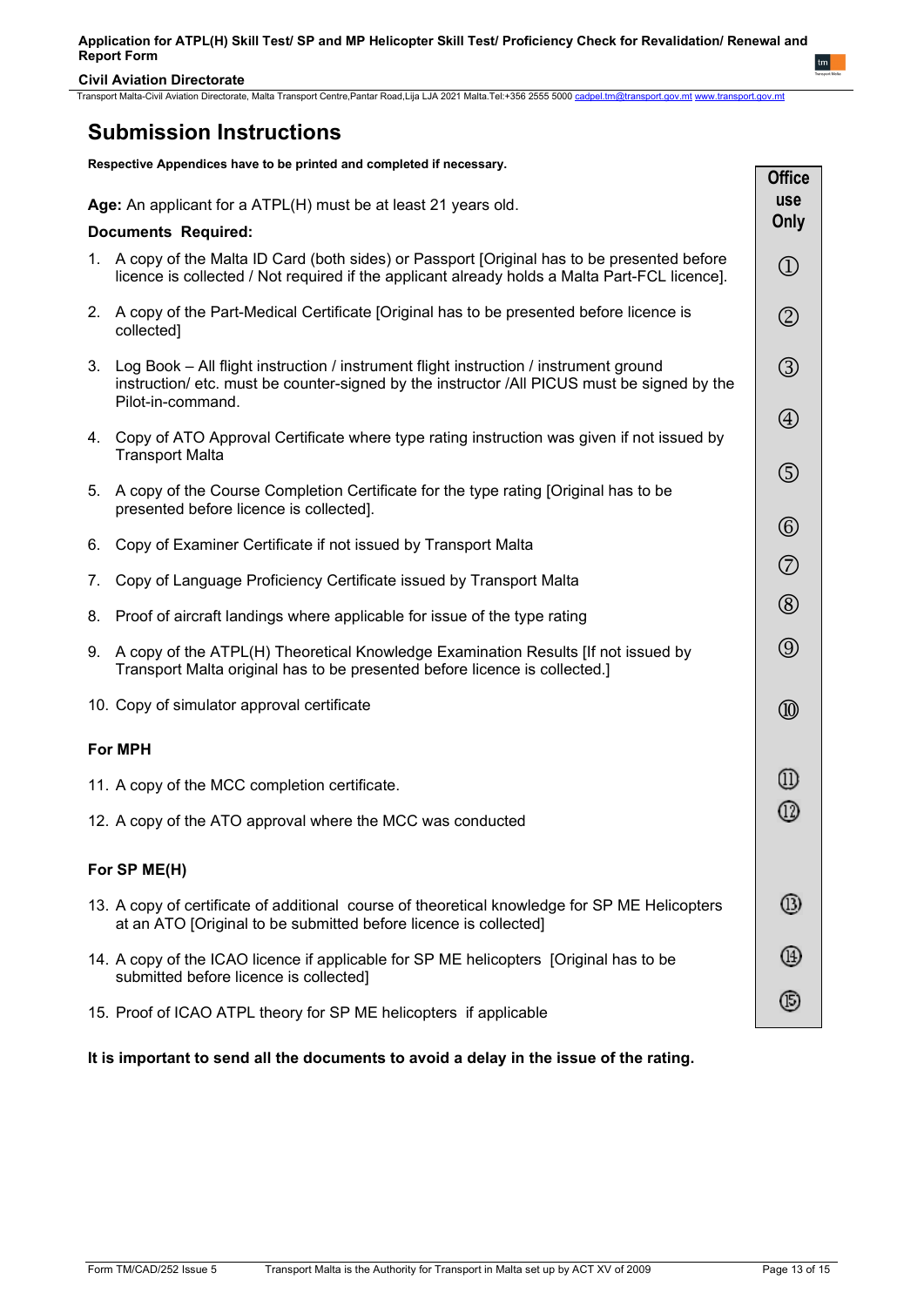## Submission Instructions

**Respective Appendices have to be printed and completed if necessary.**

**Age:** An applicant for a ATPL(H) must be at least 21 years old.

**Documents Required:**

1. A copy of the Malta ID Card (both sides) or Passport [Original has to be presented before licence is collected / Not required if the applicant already holds a Malta Part-FCL licence].
2. A copy of the Part-Medical Certificate [Original has to be presented before licence is collected]
3. Log Book – All flight instruction / instrument flight instruction / instrument ground instruction/ etc. must be counter-signed by the instructor /All PICUS must be signed by the Pilot-in-command.
4. Copy of ATO Approval Certificate where type rating instruction was given if not issued by Transport Malta
5. A copy of the Course Completion Certificate for the type rating [Original has to be presented before licence is collected].
6. Copy of Examiner Certificate if not issued by Transport Malta
7. Copy of Language Proficiency Certificate issued by Transport Malta
8. Proof of aircraft landings where applicable for issue of the type rating
9. A copy of the ATPL(H) Theoretical Knowledge Examination Results [If not issued by Transport Malta original has to be presented before licence is collected.]
10. Copy of simulator approval certificate

**For MPH**

11. A copy of the MCC completion certificate.
12. A copy of the ATO approval where the MCC was conducted

**For SP ME(H)**

13. A copy of certificate of additional course of theoretical knowledge for SP ME Helicopters at an ATO [Original to be submitted before licence is collected]
14. A copy of the ICAO licence if applicable for SP ME helicopters [Original has to be submitted before licence is collected]
15. Proof of ICAO ATPL theory for SP ME helicopters if applicable

| Office use Only |
|---|
| ① |
| ② |
| ③ |
| ④ |
| ⑤ |
| ⑥ |
| ⑦ |
| ⑧ |
| ⑨ |
| ⑩ |
| ⑪ |
| ⑫ |
| ⑬ |
| ⑭ |
| ⑮ |

**It is important to send all the documents to avoid a delay in the issue of the rating.**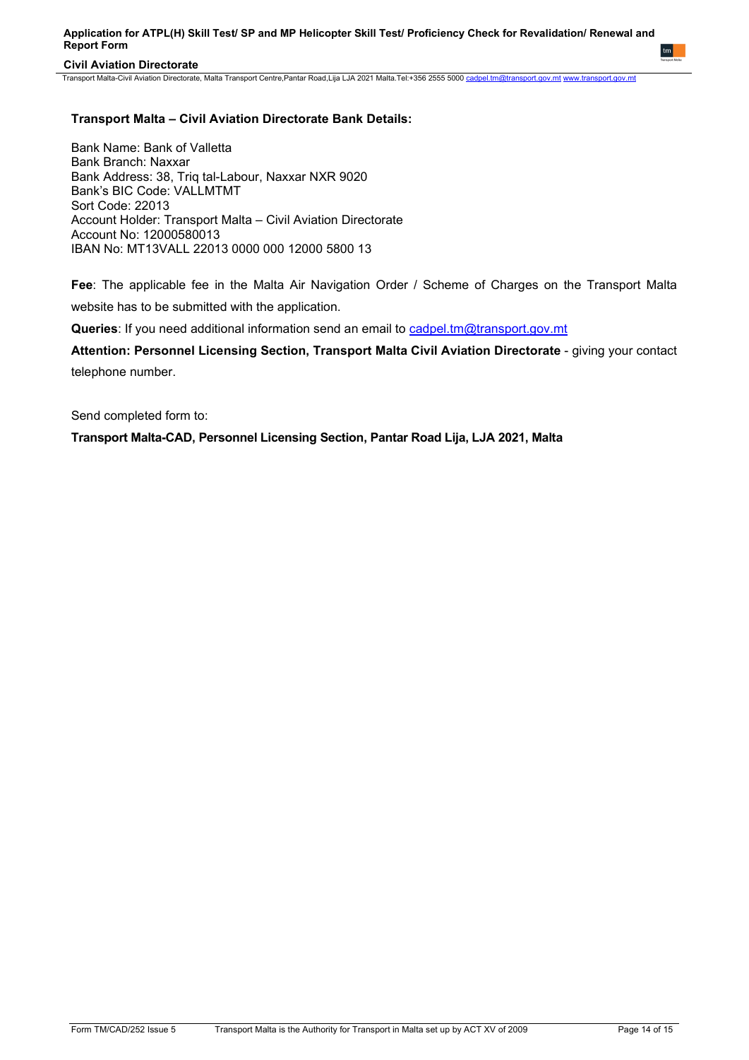**Transport Malta – Civil Aviation Directorate Bank Details:**

Bank Name: Bank of Valletta
Bank Branch: Naxxar
Bank Address: 38, Triq tal-Labour, Naxxar NXR 9020
Bank's BIC Code: VALLMTMT
Sort Code: 22013
Account Holder: Transport Malta – Civil Aviation Directorate
Account No: 12000580013
IBAN No: MT13VALL 22013 0000 000 12000 5800 13

**Fee**: The applicable fee in the Malta Air Navigation Order / Scheme of Charges on the Transport Malta website has to be submitted with the application.

**Queries**: If you need additional information send an email to cadpel.tm@transport.gov.mt

**Attention: Personnel Licensing Section, Transport Malta Civil Aviation Directorate** - giving your contact telephone number.

Send completed form to:

**Transport Malta-CAD, Personnel Licensing Section, Pantar Road Lija, LJA 2021, Malta**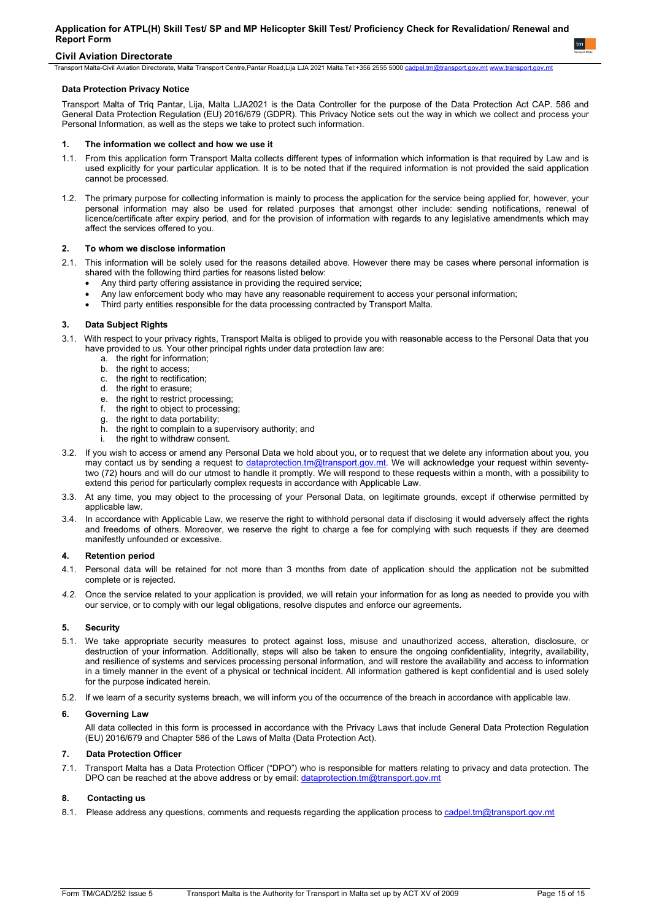## Data Protection Privacy Notice

Transport Malta of Triq Pantar, Lija, Malta LJA2021 is the Data Controller for the purpose of the Data Protection Act CAP. 586 and General Data Protection Regulation (EU) 2016/679 (GDPR). This Privacy Notice sets out the way in which we collect and process your Personal Information, as well as the steps we take to protect such information.

### 1. The information we collect and how we use it

1.1. From this application form Transport Malta collects different types of information which information is that required by Law and is used explicitly for your particular application. It is to be noted that if the required information is not provided the said application cannot be processed.

1.2. The primary purpose for collecting information is mainly to process the application for the service being applied for, however, your personal information may also be used for related purposes that amongst other include: sending notifications, renewal of licence/certificate after expiry period, and for the provision of information with regards to any legislative amendments which may affect the services offered to you.

### 2. To whom we disclose information

2.1. This information will be solely used for the reasons detailed above. However there may be cases where personal information is shared with the following third parties for reasons listed below:

- Any third party offering assistance in providing the required service;
- Any law enforcement body who may have any reasonable requirement to access your personal information;
- Third party entities responsible for the data processing contracted by Transport Malta.

### 3. Data Subject Rights

3.1. With respect to your privacy rights, Transport Malta is obliged to provide you with reasonable access to the Personal Data that you have provided to us. Your other principal rights under data protection law are:

a. the right for information;
b. the right to access;
c. the right to rectification;
d. the right to erasure;
e. the right to restrict processing;
f. the right to object to processing;
g. the right to data portability;
h. the right to complain to a supervisory authority; and
i. the right to withdraw consent.

3.2. If you wish to access or amend any Personal Data we hold about you, or to request that we delete any information about you, you may contact us by sending a request to dataprotection.tm@transport.gov.mt. We will acknowledge your request within seventy-two (72) hours and will do our utmost to handle it promptly. We will respond to these requests within a month, with a possibility to extend this period for particularly complex requests in accordance with Applicable Law.

3.3. At any time, you may object to the processing of your Personal Data, on legitimate grounds, except if otherwise permitted by applicable law.

3.4. In accordance with Applicable Law, we reserve the right to withhold personal data if disclosing it would adversely affect the rights and freedoms of others. Moreover, we reserve the right to charge a fee for complying with such requests if they are deemed manifestly unfounded or excessive.

### 4. Retention period

4.1. Personal data will be retained for not more than 3 months from date of application should the application not be submitted complete or is rejected.

*4.2.* Once the service related to your application is provided, we will retain your information for as long as needed to provide you with our service, or to comply with our legal obligations, resolve disputes and enforce our agreements.

### 5. Security

5.1. We take appropriate security measures to protect against loss, misuse and unauthorized access, alteration, disclosure, or destruction of your information. Additionally, steps will also be taken to ensure the ongoing confidentiality, integrity, availability, and resilience of systems and services processing personal information, and will restore the availability and access to information in a timely manner in the event of a physical or technical incident. All information gathered is kept confidential and is used solely for the purpose indicated herein.

5.2. If we learn of a security systems breach, we will inform you of the occurrence of the breach in accordance with applicable law.

### 6. Governing Law

All data collected in this form is processed in accordance with the Privacy Laws that include General Data Protection Regulation (EU) 2016/679 and Chapter 586 of the Laws of Malta (Data Protection Act).

### 7. Data Protection Officer

7.1. Transport Malta has a Data Protection Officer ("DPO") who is responsible for matters relating to privacy and data protection. The DPO can be reached at the above address or by email: dataprotection.tm@transport.gov.mt

### 8. Contacting us

8.1. Please address any questions, comments and requests regarding the application process to cadpel.tm@transport.gov.mt